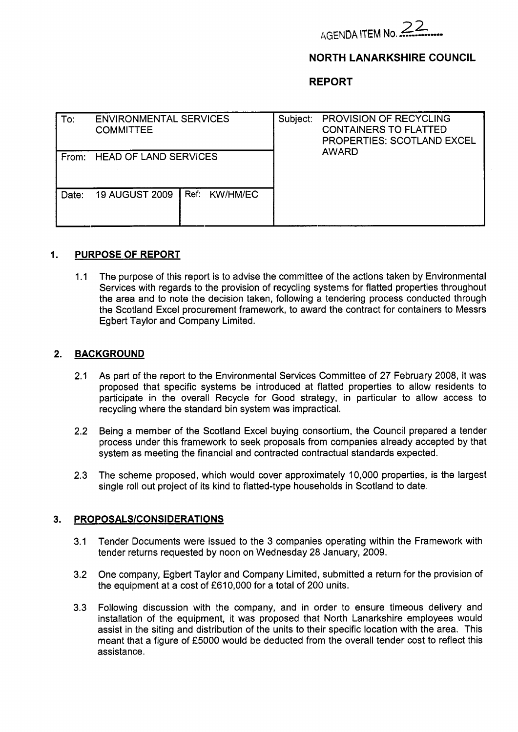AGENDA ITEM No. 22

**NORTH LANARKSHIRE COUNCIL**

**REPORT**

| To: ENVIRONMENTAL SERVICES COMMITTEE | | Subject: PROVISION OF RECYCLING CONTAINERS TO FLATTED PROPERTIES: SCOTLAND EXCEL AWARD |
|---|---|---|
| From: HEAD OF LAND SERVICES | | |
| Date: 19 AUGUST 2009 | Ref: KW/HM/EC | |

## 1. PURPOSE OF REPORT

1.1 The purpose of this report is to advise the committee of the actions taken by Environmental Services with regards to the provision of recycling systems for flatted properties throughout the area and to note the decision taken, following a tendering process conducted through the Scotland Excel procurement framework, to award the contract for containers to Messrs Egbert Taylor and Company Limited.

## 2. BACKGROUND

2.1 As part of the report to the Environmental Services Committee of 27 February 2008, it was proposed that specific systems be introduced at flatted properties to allow residents to participate in the overall Recycle for Good strategy, in particular to allow access to recycling where the standard bin system was impractical.

2.2 Being a member of the Scotland Excel buying consortium, the Council prepared a tender process under this framework to seek proposals from companies already accepted by that system as meeting the financial and contracted contractual standards expected.

2.3 The scheme proposed, which would cover approximately 10,000 properties, is the largest single roll out project of its kind to flatted-type households in Scotland to date.

## 3. PROPOSALS/CONSIDERATIONS

3.1 Tender Documents were issued to the 3 companies operating within the Framework with tender returns requested by noon on Wednesday 28 January, 2009.

3.2 One company, Egbert Taylor and Company Limited, submitted a return for the provision of the equipment at a cost of £610,000 for a total of 200 units.

3.3 Following discussion with the company, and in order to ensure timeous delivery and installation of the equipment, it was proposed that North Lanarkshire employees would assist in the siting and distribution of the units to their specific location with the area. This meant that a figure of £5000 would be deducted from the overall tender cost to reflect this assistance.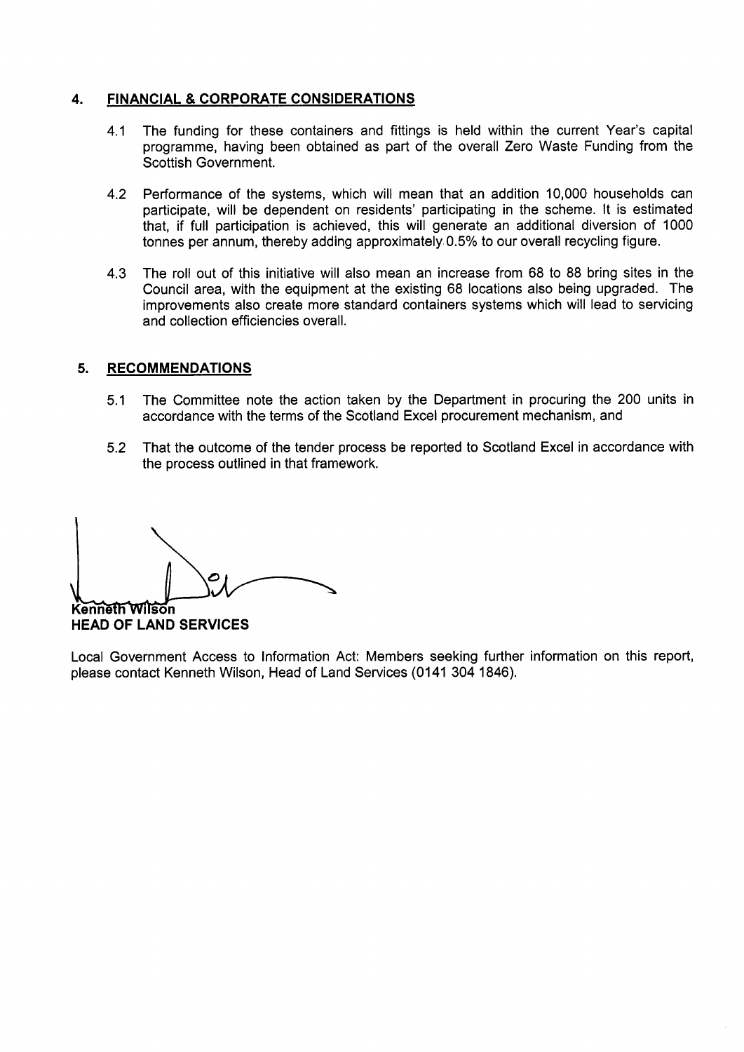## 4. FINANCIAL & CORPORATE CONSIDERATIONS

4.1 The funding for these containers and fittings is held within the current Year's capital programme, having been obtained as part of the overall Zero Waste Funding from the Scottish Government.

4.2 Performance of the systems, which will mean that an addition 10,000 households can participate, will be dependent on residents' participating in the scheme. It is estimated that, if full participation is achieved, this will generate an additional diversion of 1000 tonnes per annum, thereby adding approximately 0.5% to our overall recycling figure.

4.3 The roll out of this initiative will also mean an increase from 68 to 88 bring sites in the Council area, with the equipment at the existing 68 locations also being upgraded. The improvements also create more standard containers systems which will lead to servicing and collection efficiencies overall.

## 5. RECOMMENDATIONS

5.1 The Committee note the action taken by the Department in procuring the 200 units in accordance with the terms of the Scotland Excel procurement mechanism, and

5.2 That the outcome of the tender process be reported to Scotland Excel in accordance with the process outlined in that framework.

**Kenneth Wilson**
**HEAD OF LAND SERVICES**

Local Government Access to Information Act: Members seeking further information on this report, please contact Kenneth Wilson, Head of Land Services (0141 304 1846).